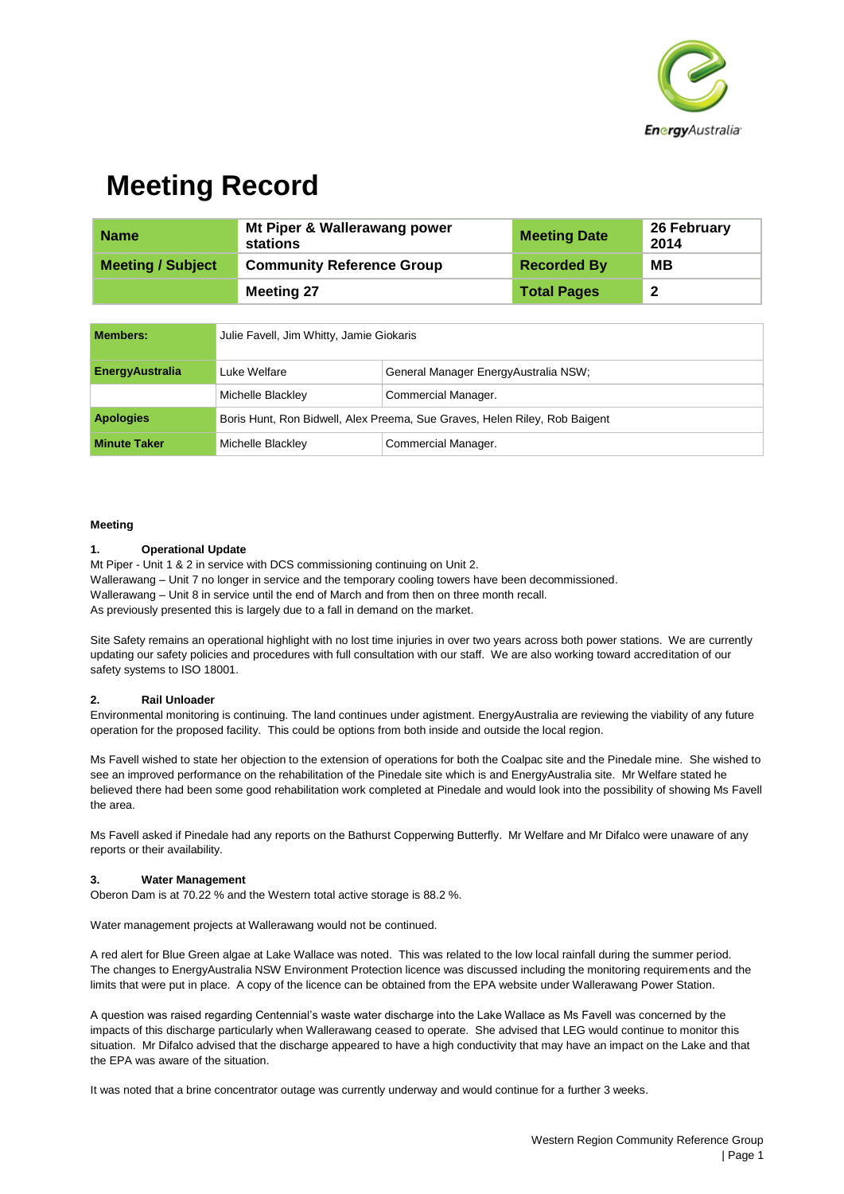# Meeting Record

| Name | Mt Piper & Wallerawang power stations | Meeting Date | 26 February 2014 |
|---|---|---|---|
| Meeting / Subject | Community Reference Group | Recorded By | MB |
| | Meeting 27 | Total Pages | 2 |

| Members: | Julie Favell, Jim Whitty, Jamie Giokaris | |
|---|---|---|
| EnergyAustralia | Luke Welfare | General Manager EnergyAustralia NSW; |
| | Michelle Blackley | Commercial Manager. |
| Apologies | Boris Hunt, Ron Bidwell, Alex Preema, Sue Graves, Helen Riley, Rob Baigent | |
| Minute Taker | Michelle Blackley | Commercial Manager. |

**Meeting**

**1. Operational Update**

Mt Piper - Unit 1 & 2 in service with DCS commissioning continuing on Unit 2.
Wallerawang – Unit 7 no longer in service and the temporary cooling towers have been decommissioned.
Wallerawang – Unit 8 in service until the end of March and from then on three month recall.
As previously presented this is largely due to a fall in demand on the market.

Site Safety remains an operational highlight with no lost time injuries in over two years across both power stations. We are currently updating our safety policies and procedures with full consultation with our staff. We are also working toward accreditation of our safety systems to ISO 18001.

**2. Rail Unloader**

Environmental monitoring is continuing. The land continues under agistment. EnergyAustralia are reviewing the viability of any future operation for the proposed facility. This could be options from both inside and outside the local region.

Ms Favell wished to state her objection to the extension of operations for both the Coalpac site and the Pinedale mine. She wished to see an improved performance on the rehabilitation of the Pinedale site which is and EnergyAustralia site. Mr Welfare stated he believed there had been some good rehabilitation work completed at Pinedale and would look into the possibility of showing Ms Favell the area.

Ms Favell asked if Pinedale had any reports on the Bathurst Copperwing Butterfly. Mr Welfare and Mr Difalco were unaware of any reports or their availability.

**3. Water Management**

Oberon Dam is at 70.22 % and the Western total active storage is 88.2 %.

Water management projects at Wallerawang would not be continued.

A red alert for Blue Green algae at Lake Wallace was noted. This was related to the low local rainfall during the summer period. The changes to EnergyAustralia NSW Environment Protection licence was discussed including the monitoring requirements and the limits that were put in place. A copy of the licence can be obtained from the EPA website under Wallerawang Power Station.

A question was raised regarding Centennial's waste water discharge into the Lake Wallace as Ms Favell was concerned by the impacts of this discharge particularly when Wallerawang ceased to operate. She advised that LEG would continue to monitor this situation. Mr Difalco advised that the discharge appeared to have a high conductivity that may have an impact on the Lake and that the EPA was aware of the situation.

It was noted that a brine concentrator outage was currently underway and would continue for a further 3 weeks.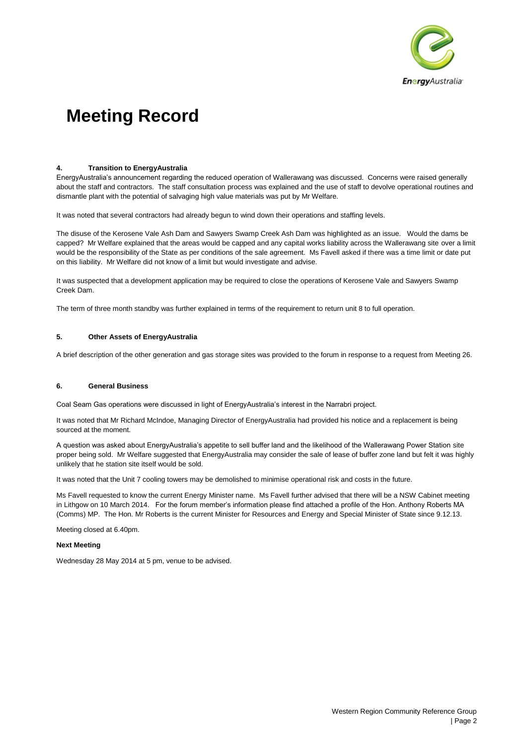# Meeting Record

**4. Transition to EnergyAustralia**

EnergyAustralia's announcement regarding the reduced operation of Wallerawang was discussed. Concerns were raised generally about the staff and contractors. The staff consultation process was explained and the use of staff to devolve operational routines and dismantle plant with the potential of salvaging high value materials was put by Mr Welfare.

It was noted that several contractors had already begun to wind down their operations and staffing levels.

The disuse of the Kerosene Vale Ash Dam and Sawyers Swamp Creek Ash Dam was highlighted as an issue. Would the dams be capped? Mr Welfare explained that the areas would be capped and any capital works liability across the Wallerawang site over a limit would be the responsibility of the State as per conditions of the sale agreement. Ms Favell asked if there was a time limit or date put on this liability. Mr Welfare did not know of a limit but would investigate and advise.

It was suspected that a development application may be required to close the operations of Kerosene Vale and Sawyers Swamp Creek Dam.

The term of three month standby was further explained in terms of the requirement to return unit 8 to full operation.

**5. Other Assets of EnergyAustralia**

A brief description of the other generation and gas storage sites was provided to the forum in response to a request from Meeting 26.

**6. General Business**

Coal Seam Gas operations were discussed in light of EnergyAustralia's interest in the Narrabri project.

It was noted that Mr Richard McIndoe, Managing Director of EnergyAustralia had provided his notice and a replacement is being sourced at the moment.

A question was asked about EnergyAustralia's appetite to sell buffer land and the likelihood of the Wallerawang Power Station site proper being sold. Mr Welfare suggested that EnergyAustralia may consider the sale of lease of buffer zone land but felt it was highly unlikely that he station site itself would be sold.

It was noted that the Unit 7 cooling towers may be demolished to minimise operational risk and costs in the future.

Ms Favell requested to know the current Energy Minister name. Ms Favell further advised that there will be a NSW Cabinet meeting in Lithgow on 10 March 2014. For the forum member's information please find attached a profile of the Hon. Anthony Roberts MA (Comms) MP. The Hon. Mr Roberts is the current Minister for Resources and Energy and Special Minister of State since 9.12.13.

Meeting closed at 6.40pm.

**Next Meeting**

Wednesday 28 May 2014 at 5 pm, venue to be advised.